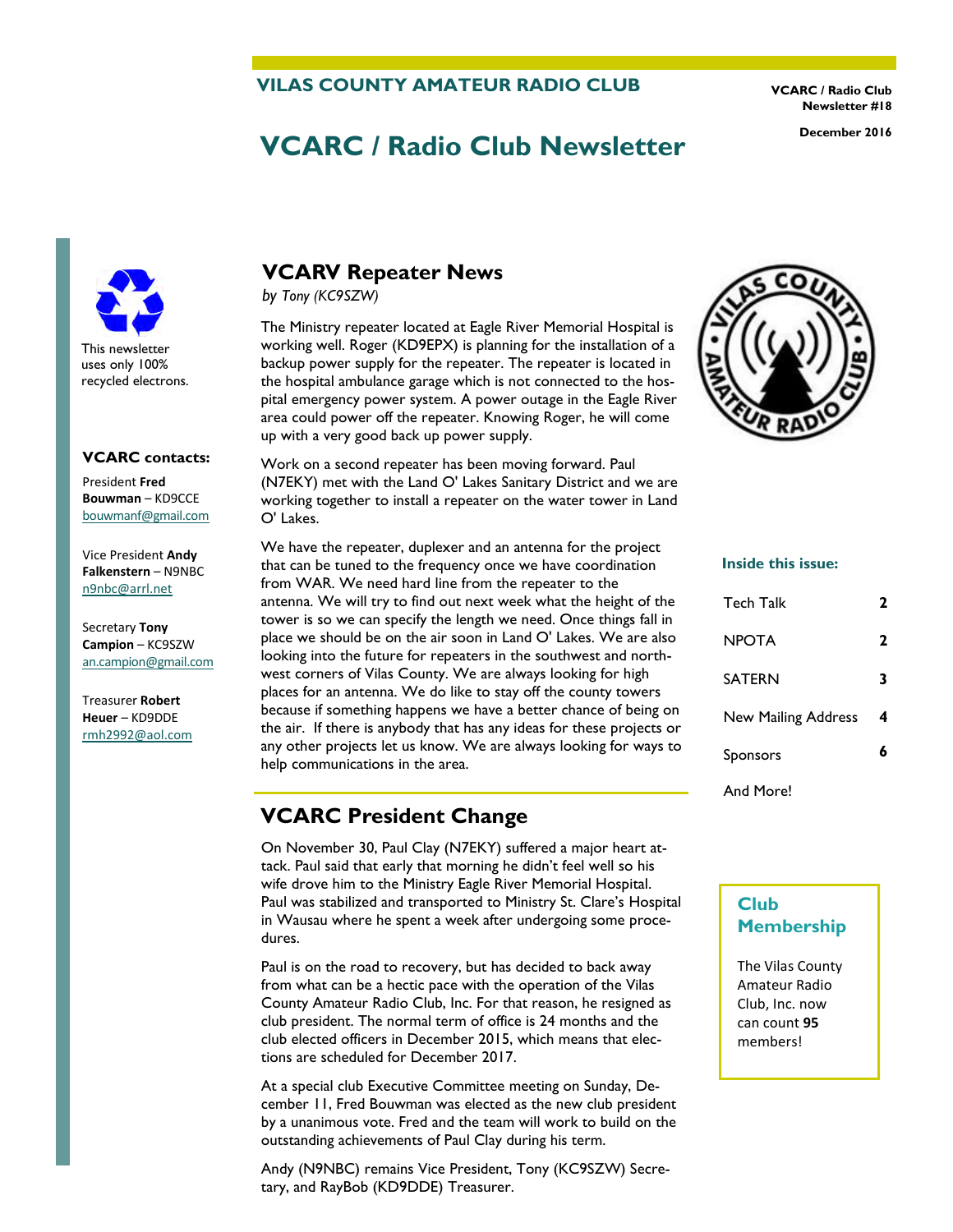# VILAS COUNTY AMATEUR RADIO CLUB

VCARC / Radio Club Newsletter #18

December 2016

# VCARC / Radio Club Newsletter

This newsletter uses only 100% recycled electrons.

**VCARC contacts:**

President **Fred Bouwman** – KD9CCE
bouwmanf@gmail.com

Vice President **Andy Falkenstern** – N9NBC
n9nbc@arrl.net

Secretary **Tony Campion** – KC9SZW
an.campion@gmail.com

Treasurer **Robert Heuer** – KD9DDE
rmh2992@aol.com

## VCARV Repeater News

*by Tony (KC9SZW)*

The Ministry repeater located at Eagle River Memorial Hospital is working well. Roger (KD9EPX) is planning for the installation of a backup power supply for the repeater. The repeater is located in the hospital ambulance garage which is not connected to the hospital emergency power system. A power outage in the Eagle River area could power off the repeater. Knowing Roger, he will come up with a very good back up power supply.

Work on a second repeater has been moving forward. Paul (N7EKY) met with the Land O' Lakes Sanitary District and we are working together to install a repeater on the water tower in Land O' Lakes.

We have the repeater, duplexer and an antenna for the project that can be tuned to the frequency once we have coordination from WAR. We need hard line from the repeater to the antenna. We will try to find out next week what the height of the tower is so we can specify the length we need. Once things fall in place we should be on the air soon in Land O' Lakes. We are also looking into the future for repeaters in the southwest and northwest corners of Vilas County. We are always looking for high places for an antenna. We do like to stay off the county towers because if something happens we have a better chance of being on the air. If there is anybody that has any ideas for these projects or any other projects let us know. We are always looking for ways to help communications in the area.

## VCARC President Change

On November 30, Paul Clay (N7EKY) suffered a major heart attack. Paul said that early that morning he didn't feel well so his wife drove him to the Ministry Eagle River Memorial Hospital. Paul was stabilized and transported to Ministry St. Clare's Hospital in Wausau where he spent a week after undergoing some procedures.

Paul is on the road to recovery, but has decided to back away from what can be a hectic pace with the operation of the Vilas County Amateur Radio Club, Inc. For that reason, he resigned as club president. The normal term of office is 24 months and the club elected officers in December 2015, which means that elections are scheduled for December 2017.

At a special club Executive Committee meeting on Sunday, December 11, Fred Bouwman was elected as the new club president by a unanimous vote. Fred and the team will work to build on the outstanding achievements of Paul Clay during his term.

Andy (N9NBC) remains Vice President, Tony (KC9SZW) Secretary, and RayBob (KD9DDE) Treasurer.

**Inside this issue:**

| | |
|---|---|
| Tech Talk | 2 |
| NPOTA | 2 |
| SATERN | 3 |
| New Mailing Address | 4 |
| Sponsors | 6 |
| And More! | |

### Club Membership

The Vilas County Amateur Radio Club, Inc. now can count **95** members!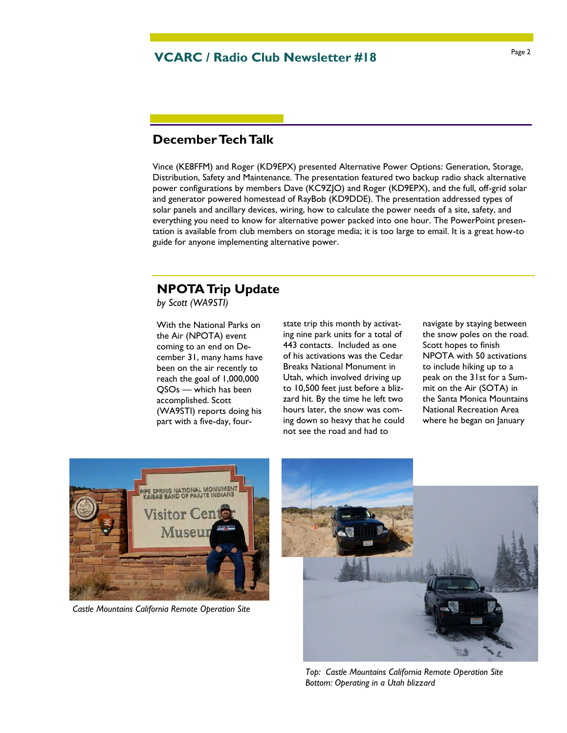## December Tech Talk

Vince (KE8FFM) and Roger (KD9EPX) presented Alternative Power Options: Generation, Storage, Distribution, Safety and Maintenance. The presentation featured two backup radio shack alternative power configurations by members Dave (KC9ZJO) and Roger (KD9EPX), and the full, off-grid solar and generator powered homestead of RayBob (KD9DDE). The presentation addressed types of solar panels and ancillary devices, wiring, how to calculate the power needs of a site, safety, and everything you need to know for alternative power packed into one hour. The PowerPoint presentation is available from club members on storage media; it is too large to email. It is a great how-to guide for anyone implementing alternative power.

## NPOTA Trip Update

*by Scott (WA9STI)*

With the National Parks on the Air (NPOTA) event coming to an end on December 31, many hams have been on the air recently to reach the goal of 1,000,000 QSOs — which has been accomplished. Scott (WA9STI) reports doing his part with a five-day, four-state trip this month by activating nine park units for a total of 443 contacts. Included as one of his activations was the Cedar Breaks National Monument in Utah, which involved driving up to 10,500 feet just before a blizzard hit. By the time he left two hours later, the snow was coming down so heavy that he could not see the road and had to navigate by staying between the snow poles on the road. Scott hopes to finish NPOTA with 50 activations to include hiking up to a peak on the 31st for a Summit on the Air (SOTA) in the Santa Monica Mountains National Recreation Area where he began on January

*Castle Mountains California Remote Operation Site*

*Top: Castle Mountains California Remote Operation Site*
*Bottom: Operating in a Utah blizzard*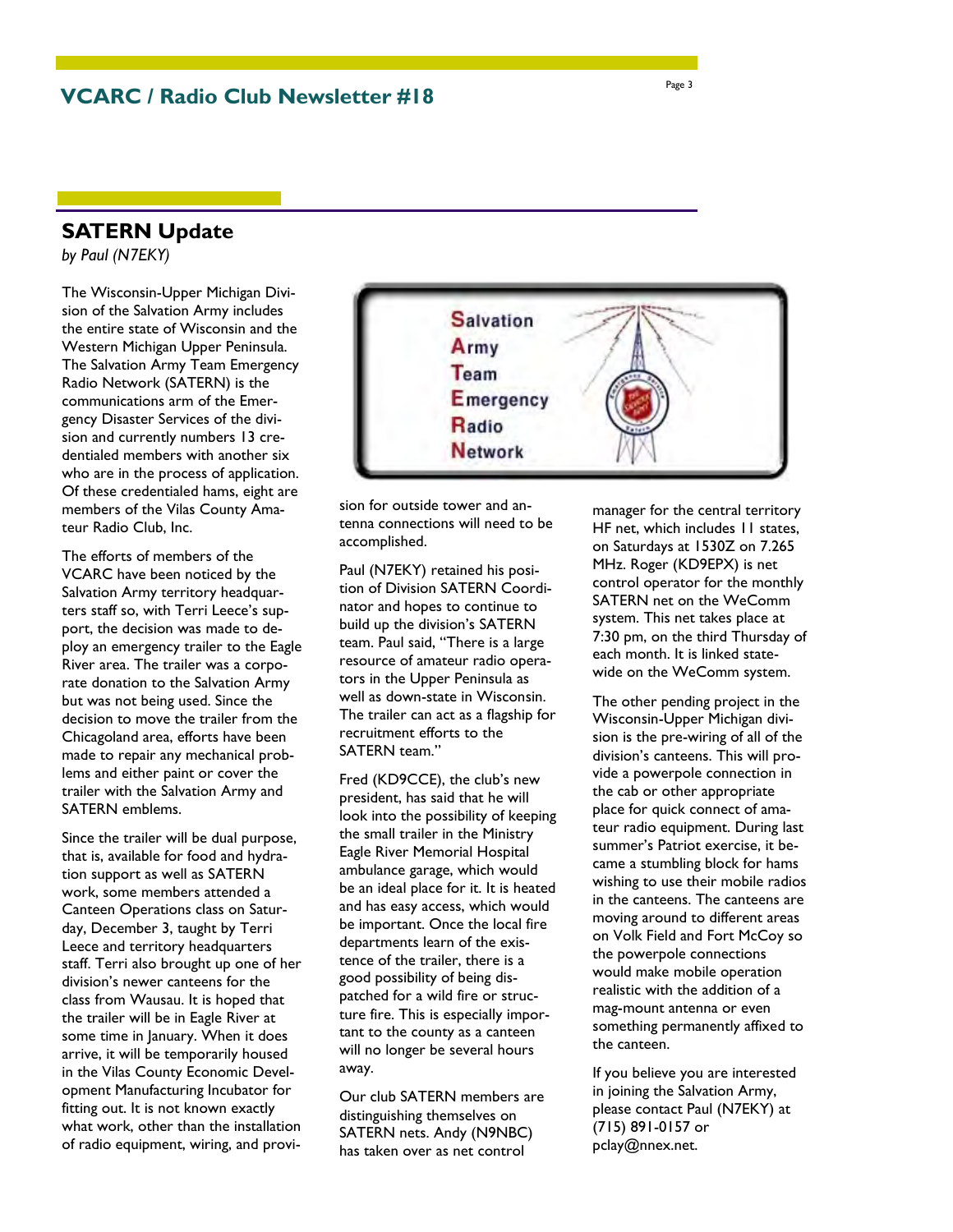## SATERN Update

*by Paul (N7EKY)*

The Wisconsin-Upper Michigan Division of the Salvation Army includes the entire state of Wisconsin and the Western Michigan Upper Peninsula. The Salvation Army Team Emergency Radio Network (SATERN) is the communications arm of the Emergency Disaster Services of the division and currently numbers 13 credentialed members with another six who are in the process of application. Of these credentialed hams, eight are members of the Vilas County Amateur Radio Club, Inc.

The efforts of members of the VCARC have been noticed by the Salvation Army territory headquarters staff so, with Terri Leece's support, the decision was made to deploy an emergency trailer to the Eagle River area. The trailer was a corporate donation to the Salvation Army but was not being used. Since the decision to move the trailer from the Chicagoland area, efforts have been made to repair any mechanical problems and either paint or cover the trailer with the Salvation Army and SATERN emblems.

Since the trailer will be dual purpose, that is, available for food and hydration support as well as SATERN work, some members attended a Canteen Operations class on Saturday, December 3, taught by Terri Leece and territory headquarters staff. Terri also brought up one of her division's newer canteens for the class from Wausau. It is hoped that the trailer will be in Eagle River at some time in January. When it does arrive, it will be temporarily housed in the Vilas County Economic Development Manufacturing Incubator for fitting out. It is not known exactly what work, other than the installation of radio equipment, wiring, and provision for outside tower and antenna connections will need to be accomplished.

Paul (N7EKY) retained his position of Division SATERN Coordinator and hopes to continue to build up the division's SATERN team. Paul said, "There is a large resource of amateur radio operators in the Upper Peninsula as well as down-state in Wisconsin. The trailer can act as a flagship for recruitment efforts to the SATERN team."

Fred (KD9CCE), the club's new president, has said that he will look into the possibility of keeping the small trailer in the Ministry Eagle River Memorial Hospital ambulance garage, which would be an ideal place for it. It is heated and has easy access, which would be important. Once the local fire departments learn of the existence of the trailer, there is a good possibility of being dispatched for a wild fire or structure fire. This is especially important to the county as a canteen will no longer be several hours away.

Our club SATERN members are distinguishing themselves on SATERN nets. Andy (N9NBC) has taken over as net control manager for the central territory HF net, which includes 11 states, on Saturdays at 1530Z on 7.265 MHz. Roger (KD9EPX) is net control operator for the monthly SATERN net on the WeComm system. This net takes place at 7:30 pm, on the third Thursday of each month. It is linked statewide on the WeComm system.

The other pending project in the Wisconsin-Upper Michigan division is the pre-wiring of all of the division's canteens. This will provide a powerpole connection in the cab or other appropriate place for quick connect of amateur radio equipment. During last summer's Patriot exercise, it became a stumbling block for hams wishing to use their mobile radios in the canteens. The canteens are moving around to different areas on Volk Field and Fort McCoy so the powerpole connections would make mobile operation realistic with the addition of a mag-mount antenna or even something permanently affixed to the canteen.

If you believe you are interested in joining the Salvation Army, please contact Paul (N7EKY) at (715) 891-0157 or pclay@nnex.net.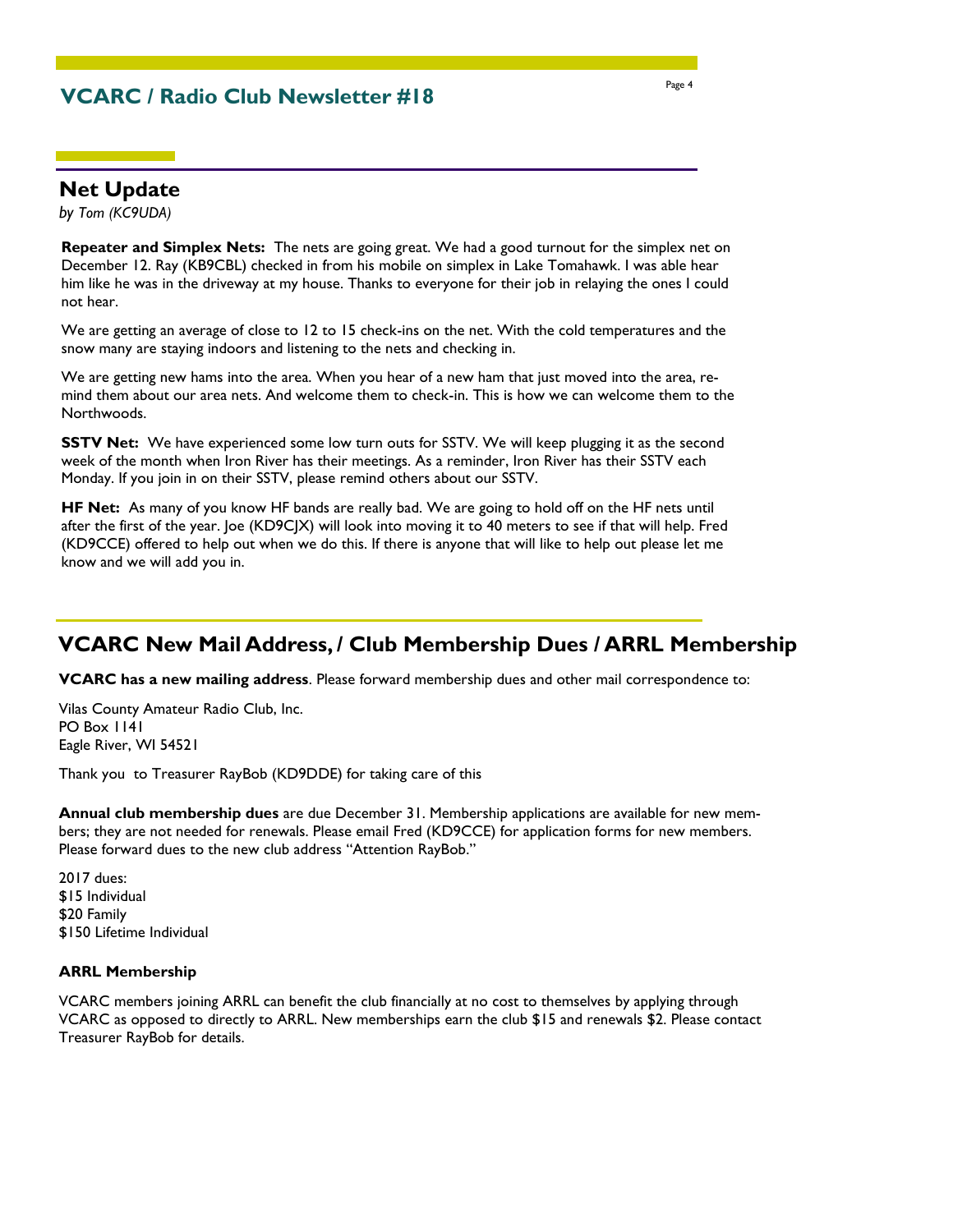## Net Update

*by Tom (KC9UDA)*

**Repeater and Simplex Nets:** The nets are going great. We had a good turnout for the simplex net on December 12. Ray (KB9CBL) checked in from his mobile on simplex in Lake Tomahawk. I was able hear him like he was in the driveway at my house. Thanks to everyone for their job in relaying the ones I could not hear.

We are getting an average of close to 12 to 15 check-ins on the net. With the cold temperatures and the snow many are staying indoors and listening to the nets and checking in.

We are getting new hams into the area. When you hear of a new ham that just moved into the area, remind them about our area nets. And welcome them to check-in. This is how we can welcome them to the Northwoods.

**SSTV Net:** We have experienced some low turn outs for SSTV. We will keep plugging it as the second week of the month when Iron River has their meetings. As a reminder, Iron River has their SSTV each Monday. If you join in on their SSTV, please remind others about our SSTV.

**HF Net:** As many of you know HF bands are really bad. We are going to hold off on the HF nets until after the first of the year. Joe (KD9CJX) will look into moving it to 40 meters to see if that will help. Fred (KD9CCE) offered to help out when we do this. If there is anyone that will like to help out please let me know and we will add you in.

## VCARC New Mail Address, / Club Membership Dues / ARRL Membership

**VCARC has a new mailing address**. Please forward membership dues and other mail correspondence to:

Vilas County Amateur Radio Club, Inc.
PO Box 1141
Eagle River, WI 54521

Thank you to Treasurer RayBob (KD9DDE) for taking care of this

**Annual club membership dues** are due December 31. Membership applications are available for new members; they are not needed for renewals. Please email Fred (KD9CCE) for application forms for new members. Please forward dues to the new club address "Attention RayBob."

2017 dues:
$15 Individual
$20 Family
$150 Lifetime Individual

### ARRL Membership

VCARC members joining ARRL can benefit the club financially at no cost to themselves by applying through VCARC as opposed to directly to ARRL. New memberships earn the club $15 and renewals $2. Please contact Treasurer RayBob for details.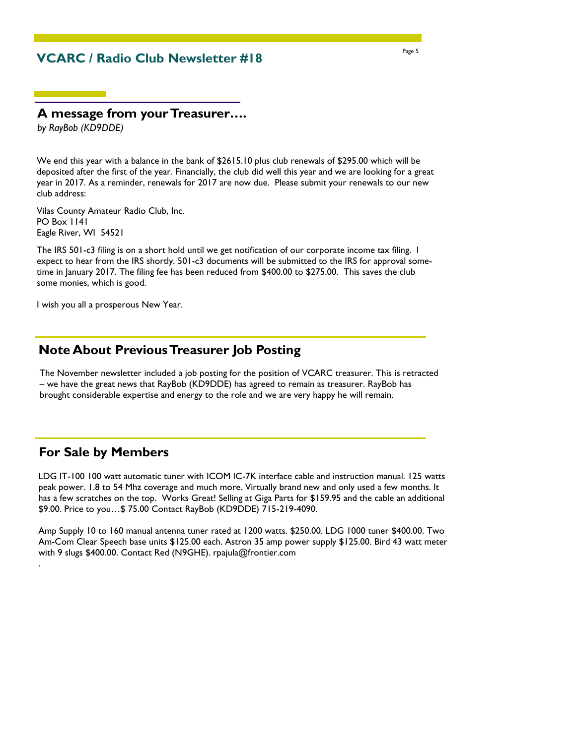## A message from your Treasurer….

*by RayBob (KD9DDE)*

We end this year with a balance in the bank of $2615.10 plus club renewals of $295.00 which will be deposited after the first of the year. Financially, the club did well this year and we are looking for a great year in 2017. As a reminder, renewals for 2017 are now due. Please submit your renewals to our new club address:

Vilas County Amateur Radio Club, Inc.
PO Box 1141
Eagle River, WI 54521

The IRS 501-c3 filing is on a short hold until we get notification of our corporate income tax filing. I expect to hear from the IRS shortly. 501-c3 documents will be submitted to the IRS for approval sometime in January 2017. The filing fee has been reduced from $400.00 to $275.00. This saves the club some monies, which is good.

I wish you all a prosperous New Year.

## Note About Previous Treasurer Job Posting

The November newsletter included a job posting for the position of VCARC treasurer. This is retracted – we have the great news that RayBob (KD9DDE) has agreed to remain as treasurer. RayBob has brought considerable expertise and energy to the role and we are very happy he will remain.

## For Sale by Members

LDG IT-100 100 watt automatic tuner with ICOM IC-7K interface cable and instruction manual. 125 watts peak power. 1.8 to 54 Mhz coverage and much more. Virtually brand new and only used a few months. It has a few scratches on the top. Works Great! Selling at Giga Parts for $159.95 and the cable an additional $9.00. Price to you…$ 75.00 Contact RayBob (KD9DDE) 715-219-4090.

Amp Supply 10 to 160 manual antenna tuner rated at 1200 watts. $250.00. LDG 1000 tuner $400.00. Two Am-Com Clear Speech base units $125.00 each. Astron 35 amp power supply $125.00. Bird 43 watt meter with 9 slugs $400.00. Contact Red (N9GHE). rpajula@frontier.com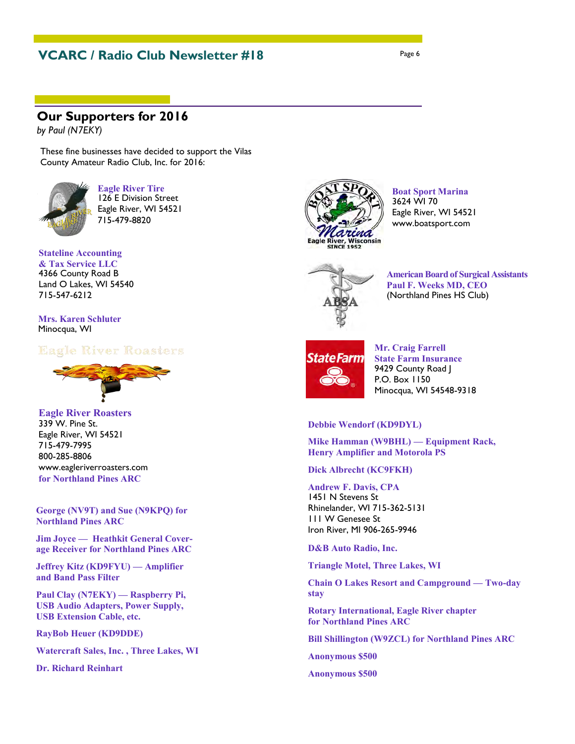## Our Supporters for 2016

*by Paul (N7EKY)*

These fine businesses have decided to support the Vilas County Amateur Radio Club, Inc. for 2016:

**Eagle River Tire**
126 E Division Street
Eagle River, WI 54521
715-479-8820

**Stateline Accounting & Tax Service LLC**
4366 County Road B
Land O Lakes, WI 54540
715-547-6212

**Mrs. Karen Schluter**
Minocqua, WI

Eagle River Roasters

**Eagle River Roasters**
339 W. Pine St.
Eagle River, WI 54521
715-479-7995
800-285-8806
www.eagleriverroasters.com
**for Northland Pines ARC**

**George (NV9T) and Sue (N9KPQ) for Northland Pines ARC**

**Jim Joyce — Heathkit General Coverage Receiver for Northland Pines ARC**

**Jeffrey Kitz (KD9FYU) — Amplifier and Band Pass Filter**

**Paul Clay (N7EKY) — Raspberry Pi, USB Audio Adapters, Power Supply, USB Extension Cable, etc.**

**RayBob Heuer (KD9DDE)**

**Watercraft Sales, Inc. , Three Lakes, WI**

**Dr. Richard Reinhart**

**Boat Sport Marina**
3624 WI 70
Eagle River, WI 54521
www.boatsport.com

**American Board of Surgical Assistants**
**Paul F. Weeks MD, CEO**
(Northland Pines HS Club)

**Mr. Craig Farrell**
**State Farm Insurance**
9429 County Road J
P.O. Box 1150
Minocqua, WI 54548-9318

**Debbie Wendorf (KD9DYL)**

**Mike Hamman (W9BHL) — Equipment Rack, Henry Amplifier and Motorola PS**

**Dick Albrecht (KC9FKH)**

**Andrew F. Davis, CPA**
1451 N Stevens St
Rhinelander, WI 715-362-5131
111 W Genesee St
Iron River, MI 906-265-9946

**D&B Auto Radio, Inc.**

**Triangle Motel, Three Lakes, WI**

**Chain O Lakes Resort and Campground — Two-day stay**

**Rotary International, Eagle River chapter for Northland Pines ARC**

**Bill Shillington (W9ZCL) for Northland Pines ARC**

**Anonymous $500**

**Anonymous $500**